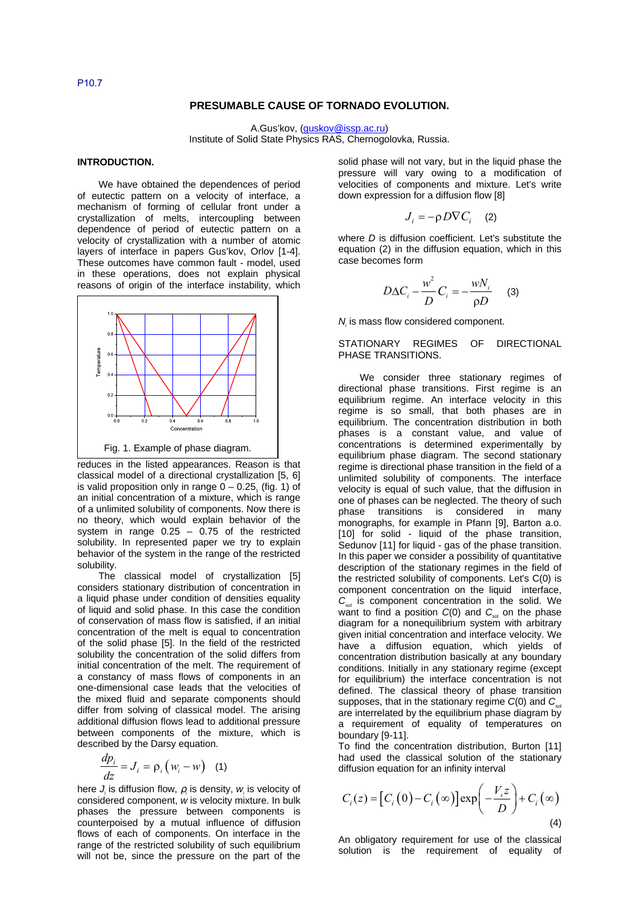P10.7

# PRESUMABLE CAUSE OF TORNADO EVOLUTION.

A.Gus'kov, (guskov@issp.ac.ru)
Institute of Solid State Physics RAS, Chernogolovka, Russia.

## INTRODUCTION.

We have obtained the dependences of period of eutectic pattern on a velocity of interface, a mechanism of forming of cellular front under a crystallization of melts, intercoupling between dependence of period of eutectic pattern on a velocity of crystallization with a number of atomic layers of interface in papers Gus'kov, Orlov [1-4]. These outcomes have common fault - model, used in these operations, does not explain physical reasons of origin of the interface instability, which reduces in the listed appearances. Reason is that classical model of a directional crystallization [5, 6] is valid proposition only in range $0 - 0.25_1$ (fig. 1) of an initial concentration of a mixture, which is range of a unlimited solubility of components. Now there is no theory, which would explain behavior of the system in range 0.25 – 0.75 of the restricted solubility. In represented paper we try to explain behavior of the system in the range of the restricted solubility.

Fig. 1. Example of phase diagram.

The classical model of crystallization [5] considers stationary distribution of concentration in a liquid phase under condition of densities equality of liquid and solid phase. In this case the condition of conservation of mass flow is satisfied, if an initial concentration of the melt is equal to concentration of the solid phase [5]. In the field of the restricted solubility the concentration of the solid differs from initial concentration of the melt. The requirement of a constancy of mass flows of components in an one-dimensional case leads that the velocities of the mixed fluid and separate components should differ from solving of classical model. The arising additional diffusion flows lead to additional pressure between components of the mixture, which is described by the Darsy equation.

$$\frac{dp_i}{dz} = J_i = \rho_i\left(w_i - w\right) \quad (1)$$

here $J_i$ is diffusion flow, $\rho$ is density, $w_i$ is velocity of considered component, $w$ is velocity mixture. In bulk phases the pressure between components is counterpoised by a mutual influence of diffusion flows of each of components. On interface in the range of the restricted solubility of such equilibrium will not be, since the pressure on the part of the solid phase will not vary, but in the liquid phase the pressure will vary owing to a modification of velocities of components and mixture. Let's write down expression for a diffusion flow [8]

$$J_i = -\rho D \nabla C_i \quad (2)$$

where $D$ is diffusion coefficient. Let's substitute the equation (2) in the diffusion equation, which in this case becomes form

$$D\Delta C_i - \frac{w^2}{D}C_i = -\frac{wN_i}{\rho D} \quad (3)$$

$N_i$ is mass flow considered component.

## STATIONARY REGIMES OF DIRECTIONAL PHASE TRANSITIONS.

We consider three stationary regimes of directional phase transitions. First regime is an equilibrium regime. An interface velocity in this regime is so small, that both phases are in equilibrium. The concentration distribution in both phases is a constant value, and value of concentrations is determined experimentally by equilibrium phase diagram. The second stationary regime is directional phase transition in the field of a unlimited solubility of components. The interface velocity is equal of such value, that the diffusion in one of phases can be neglected. The theory of such phase transitions is considered in many monographs, for example in Pfann [9], Barton a.o. [10] for solid - liquid of the phase transition, Sedunov [11] for liquid - gas of the phase transition. In this paper we consider a possibility of quantitative description of the stationary regimes in the field of the restricted solubility of components. Let's C(0) is component concentration on the liquid interface, $C_{sol}$ is component concentration in the solid. We want to find a position $C(0)$ and $C_{sol}$ on the phase diagram for a nonequilibrium system with arbitrary given initial concentration and interface velocity. We have a diffusion equation, which yields of concentration distribution basically at any boundary conditions. Initially in any stationary regime (except for equilibrium) the interface concentration is not defined. The classical theory of phase transition supposes, that in the stationary regime $C(0)$ and $C_{sol}$ are interrelated by the equilibrium phase diagram by a requirement of equality of temperatures on boundary [9-11].

To find the concentration distribution, Burton [11] had used the classical solution of the stationary diffusion equation for an infinity interval

$$C_i(z) = \left[C_i(0) - C_i(\infty)\right]\exp\left(-\frac{V_s z}{D}\right) + C_i(\infty) \quad (4)$$

An obligatory requirement for use of the classical solution is the requirement of equality of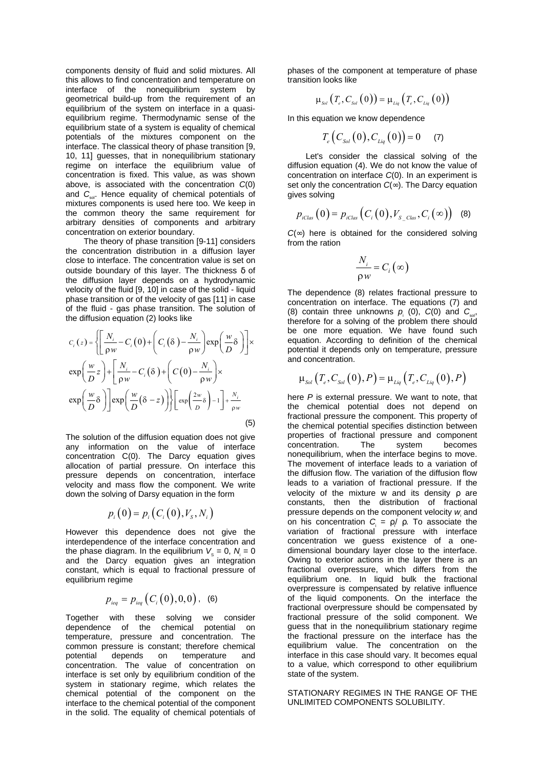components density of fluid and solid mixtures. All this allows to find concentration and temperature on interface of the nonequilibrium system by geometrical build-up from the requirement of an equilibrium of the system on interface in a quasi-equilibrium regime. Thermodynamic sense of the equilibrium state of a system is equality of chemical potentials of the mixtures component on the interface. The classical theory of phase transition [9, 10, 11] guesses, that in nonequilibrium stationary regime on interface the equilibrium value of concentration is fixed. This value, as was shown above, is associated with the concentration $C(0)$ and $C_{sol}$. Hence equality of chemical potentials of mixtures components is used here too. We keep in the common theory the same requirement for arbitrary densities of components and arbitrary concentration on exterior boundary.

The theory of phase transition [9-11] considers the concentration distribution in a diffusion layer close to interface. The concentration value is set on outside boundary of this layer. The thickness δ of the diffusion layer depends on a hydrodynamic velocity of the fluid [9, 10] in case of the solid - liquid phase transition or of the velocity of gas [11] in case of the fluid - gas phase transition. The solution of the diffusion equation (2) looks like

$$C_i(z) = \left\{ \left[ \frac{N_i}{\rho w} - C_i(0) + \left( C_i(\delta) - \frac{N_i}{\rho w} \right) \exp\left( \frac{w}{D} \delta \right) \right] \times \exp\left( \frac{w}{D} z \right) + \left[ \frac{N_i}{\rho w} - C_i(\delta) + \left( C(0) - \frac{N_i}{\rho w} \right) \times \exp\left( \frac{w}{D} \delta \right) \right] \exp\left( \frac{w}{D} (\delta - z) \right) \right\} \left[ \exp\left( \frac{2w}{D} \delta \right) - 1 \right] + \frac{N_i}{\rho w} \quad (5)$$

The solution of the diffusion equation does not give any information on the value of interface concentration C(0). The Darcy equation gives allocation of partial pressure. On interface this pressure depends on concentration, interface velocity and mass flow the component. We write down the solving of Darsy equation in the form

$$p_i(0) = p_i\left( C_i(0), V_S, N_i \right)$$

However this dependence does not give the interdependence of the interface concentration and the phase diagram. In the equilibrium $V_s = 0$, $N_i = 0$ and the Darcy equation gives an integration constant, which is equal to fractional pressure of equilibrium regime

$$p_{ieq} = p_{ieq}\left( C_i(0), 0, 0 \right), \quad (6)$$

Together with these solving we consider dependence of the chemical potential on temperature, pressure and concentration. The common pressure is constant; therefore chemical potential depends on temperature and concentration. The value of concentration on interface is set only by equilibrium condition of the system in stationary regime, which relates the chemical potential of the component on the interface to the chemical potential of the component in the solid. The equality of chemical potentials of phases of the component at temperature of phase transition looks like

$$\mu_{Sol}\left( T_e, C_{Sol}(0) \right) = \mu_{Liq}\left( T_e, C_{Liq}(0) \right)$$

In this equation we know dependence

$$T_e\left( C_{Sol}(0), C_{Liq}(0) \right) = 0 \quad (7)$$

Let's consider the classical solving of the diffusion equation (4). We do not know the value of concentration on interface $C(0)$. In an experiment is set only the concentration $C(\infty)$. The Darcy equation gives solving

$$p_{iClas}(0) = p_{iClas}\left( C_i(0), V_{S\_Clas}, C_i(\infty) \right) \quad (8)$$

$C(\infty)$ here is obtained for the considered solving from the ration

$$\frac{N_i}{\rho w} = C_i(\infty)$$

The dependence (8) relates fractional pressure to concentration on interface. The equations (7) and (8) contain three unknowns $p_i(0)$, $C(0)$ and $C_{sol}$, therefore for a solving of the problem there should be one more equation. We have found such equation. According to definition of the chemical potential it depends only on temperature, pressure and concentration.

$$\mu_{Sol}\left( T_e, C_{Sol}(0), P \right) = \mu_{Liq}\left( T_e, C_{Liq}(0), P \right)$$

here $P$ is external pressure. We want to note, that the chemical potential does not depend on fractional pressure the component. This property of the chemical potential specifies distinction between properties of fractional pressure and component concentration. The system becomes nonequilibrium, when the interface begins to move. The movement of interface leads to a variation of the diffusion flow. The variation of the diffusion flow leads to a variation of fractional pressure. If the velocity of the mixture w and its density ρ are constants, then the distribution of fractional pressure depends on the component velocity $w_i$ and on his concentration $C_i = \rho_i/\rho$. To associate the variation of fractional pressure with interface concentration we guess existence of a one-dimensional boundary layer close to the interface. Owing to exterior actions in the layer there is an fractional overpressure, which differs from the equilibrium one. In liquid bulk the fractional overpressure is compensated by relative influence of the liquid components. On the interface the fractional overpressure should be compensated by fractional pressure of the solid component. We guess that in the nonequilibrium stationary regime the fractional pressure on the interface has the equilibrium value. The concentration on the interface in this case should vary. It becomes equal to a value, which correspond to other equilibrium state of the system.

## STATIONARY REGIMES IN THE RANGE OF THE UNLIMITED COMPONENTS SOLUBILITY.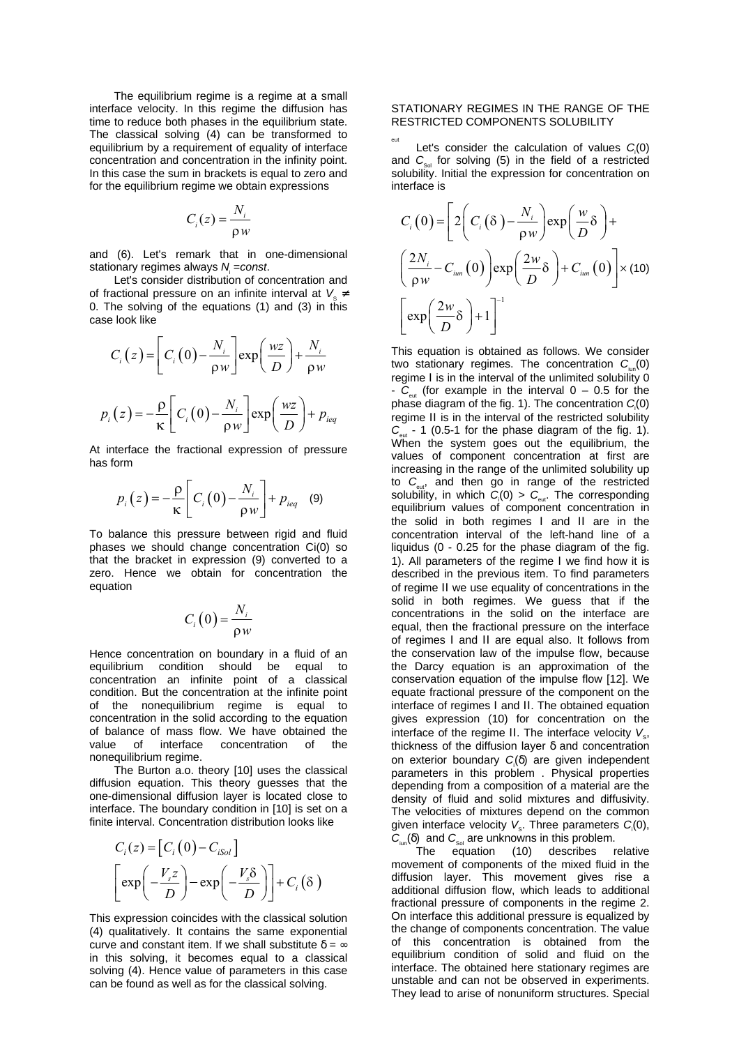The equilibrium regime is a regime at a small interface velocity. In this regime the diffusion has time to reduce both phases in the equilibrium state. The classical solving (4) can be transformed to equilibrium by a requirement of equality of interface concentration and concentration in the infinity point. In this case the sum in brackets is equal to zero and for the equilibrium regime we obtain expressions

$$C_i(z) = \frac{N_i}{\rho w}$$

and (6). Let's remark that in one-dimensional stationary regimes always $N_i = const$.

Let's consider distribution of concentration and of fractional pressure on an infinite interval at $V_S \neq 0$. The solving of the equations (1) and (3) in this case look like

$$C_i(z) = \left[ C_i(0) - \frac{N_i}{\rho w} \right] \exp\left( \frac{wz}{D} \right) + \frac{N_i}{\rho w}$$

$$p_i(z) = -\frac{\rho}{\kappa} \left[ C_i(0) - \frac{N_i}{\rho w} \right] \exp\left( \frac{wz}{D} \right) + p_{ieq}$$

At interface the fractional expression of pressure has form

$$p_i(z) = -\frac{\rho}{\kappa} \left[ C_i(0) - \frac{N_i}{\rho w} \right] + p_{ieq} \quad (9)$$

To balance this pressure between rigid and fluid phases we should change concentration Ci(0) so that the bracket in expression (9) converted to a zero. Hence we obtain for concentration the equation

$$C_i(0) = \frac{N_i}{\rho w}$$

Hence concentration on boundary in a fluid of an equilibrium condition should be equal to concentration an infinite point of a classical condition. But the concentration at the infinite point of the nonequilibrium regime is equal to concentration in the solid according to the equation of balance of mass flow. We have obtained the value of interface concentration of the nonequilibrium regime.

The Burton a.o. theory [10] uses the classical diffusion equation. This theory guesses that the one-dimensional diffusion layer is located close to interface. The boundary condition in [10] is set on a finite interval. Concentration distribution looks like

$$C_i(z) = \left[ C_i(0) - C_{iSol} \right] \left[ \exp\left( -\frac{V_s z}{D} \right) - \exp\left( -\frac{V_s \delta}{D} \right) \right] + C_i(\delta)$$

This expression coincides with the classical solution (4) qualitatively. It contains the same exponential curve and constant item. If we shall substitute $\delta = \infty$ in this solving, it becomes equal to a classical solving (4). Hence value of parameters in this case can be found as well as for the classical solving.

## STATIONARY REGIMES IN THE RANGE OF THE RESTRICTED COMPONENTS SOLUBILITY

Let's consider the calculation of values $C_i(0)$ and $C_{Sol}$ for solving (5) in the field of a restricted solubility. Initial the expression for concentration on interface is

$$C_i(0) = \left[ 2\left( C_i(\delta) - \frac{N_i}{\rho w} \right) \exp\left( \frac{w}{D}\delta \right) + \left( \frac{2N_i}{\rho w} - C_{iun}(0) \right) \exp\left( \frac{2w}{D}\delta \right) + C_{iun}(0) \right] \times \left[ \exp\left( \frac{2w}{D}\delta \right) + 1 \right]^{-1} \quad (10)$$

This equation is obtained as follows. We consider two stationary regimes. The concentration $C_{iun}(0)$ regime I is in the interval of the unlimited solubility 0 - $C_{eut}$ (for example in the interval 0 – 0.5 for the phase diagram of the fig. 1). The concentration $C_i(0)$ regime II is in the interval of the restricted solubility $C_{eut}$ - 1 (0.5-1 for the phase diagram of the fig. 1). When the system goes out the equilibrium, the values of component concentration at first are increasing in the range of the unlimited solubility up to $C_{eut}$, and then go in range of the restricted solubility, in which $C_i(0) > C_{eut}$. The corresponding equilibrium values of component concentration in the solid in both regimes I and II are in the concentration interval of the left-hand line of a liquidus (0 - 0.25 for the phase diagram of the fig. 1). All parameters of the regime I we find how it is described in the previous item. To find parameters of regime II we use equality of concentrations in the solid in both regimes. We guess that if the concentrations in the solid on the interface are equal, then the fractional pressure on the interface of regimes I and II are equal also. It follows from the conservation law of the impulse flow, because the Darcy equation is an approximation of the conservation equation of the impulse flow [12]. We equate fractional pressure of the component on the interface of regimes I and II. The obtained equation gives expression (10) for concentration on the interface of the regime II. The interface velocity $V_s$, thickness of the diffusion layer δ and concentration on exterior boundary $C_i(\delta)$ are given independent parameters in this problem . Physical properties depending from a composition of a material are the density of fluid and solid mixtures and diffusivity. The velocities of mixtures depend on the common given interface velocity $V_s$. Three parameters $C_i(0)$, $C_{iun}(\delta)$ and $C_{Sol}$ are unknowns in this problem.

The equation (10) describes relative movement of components of the mixed fluid in the diffusion layer. This movement gives rise a additional diffusion flow, which leads to additional fractional pressure of components in the regime 2. On interface this additional pressure is equalized by the change of components concentration. The value of this concentration is obtained from the equilibrium condition of solid and fluid on the interface. The obtained here stationary regimes are unstable and can not be observed in experiments. They lead to arise of nonuniform structures. Special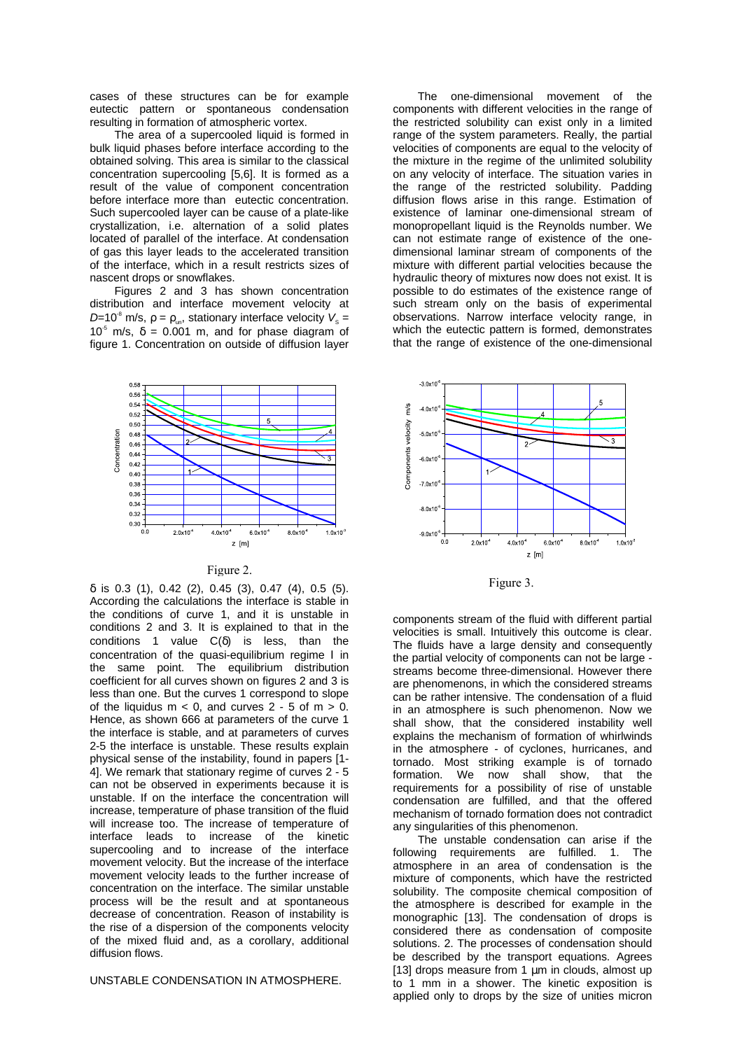cases of these structures can be for example eutectic pattern or spontaneous condensation resulting in formation of atmospheric vortex.

The area of a supercooled liquid is formed in bulk liquid phases before interface according to the obtained solving. This area is similar to the classical concentration supercooling [5,6]. It is formed as a result of the value of component concentration before interface more than eutectic concentration. Such supercooled layer can be cause of a plate-like crystallization, i.e. alternation of a solid plates located of parallel of the interface. At condensation of gas this layer leads to the accelerated transition of the interface, which in a result restricts sizes of nascent drops or snowflakes.

Figures 2 and 3 has shown concentration distribution and interface movement velocity at $D$=10$^{-8}$ m/s, $\rho = \rho_{un}$, stationary interface velocity $V_s$ = 10$^{-5}$ m/s, δ = 0.001 m, and for phase diagram of figure 1. Concentration on outside of diffusion layer δ is 0.3 (1), 0.42 (2), 0.45 (3), 0.47 (4), 0.5 (5). According the calculations the interface is stable in the conditions of curve 1, and it is unstable in conditions 2 and 3. It is explained to that in the conditions 1 value C(δ) is less, than the concentration of the quasi-equilibrium regime I in the same point. The equilibrium distribution coefficient for all curves shown on figures 2 and 3 is less than one. But the curves 1 correspond to slope of the liquidus $m < 0$, and curves 2 - 5 of $m > 0$. Hence, as shown 666 at parameters of the curve 1 the interface is stable, and at parameters of curves 2-5 the interface is unstable. These results explain physical sense of the instability, found in papers [1-4]. We remark that stationary regime of curves 2 - 5 can not be observed in experiments because it is unstable. If on the interface the concentration will increase, temperature of phase transition of the fluid will increase too. The increase of temperature of interface leads to increase of the kinetic supercooling and to increase of the interface movement velocity. But the increase of the interface movement velocity leads to the further increase of concentration on the interface. The similar unstable process will be the result and at spontaneous decrease of concentration. Reason of instability is the rise of a dispersion of the components velocity of the mixed fluid and, as a corollary, additional diffusion flows.

Figure 2.

Figure 3.

## UNSTABLE CONDENSATION IN ATMOSPHERE.

The one-dimensional movement of the components with different velocities in the range of the restricted solubility can exist only in a limited range of the system parameters. Really, the partial velocities of components are equal to the velocity of the mixture in the regime of the unlimited solubility on any velocity of interface. The situation varies in the range of the restricted solubility. Padding diffusion flows arise in this range. Estimation of existence of laminar one-dimensional stream of monopropellant liquid is the Reynolds number. We can not estimate range of existence of the one-dimensional laminar stream of components of the mixture with different partial velocities because the hydraulic theory of mixtures now does not exist. It is possible to do estimates of the existence range of such stream only on the basis of experimental observations. Narrow interface velocity range, in which the eutectic pattern is formed, demonstrates that the range of existence of the one-dimensional components stream of the fluid with different partial velocities is small. Intuitively this outcome is clear. The fluids have a large density and consequently the partial velocity of components can not be large - streams become three-dimensional. However there are phenomenons, in which the considered streams can be rather intensive. The condensation of a fluid in an atmosphere is such phenomenon. Now we shall show, that the considered instability well explains the mechanism of formation of whirlwinds in the atmosphere - of cyclones, hurricanes, and tornado. Most striking example is of tornado formation. We now shall show, that the requirements for a possibility of rise of unstable condensation are fulfilled, and that the offered mechanism of tornado formation does not contradict any singularities of this phenomenon.

The unstable condensation can arise if the following requirements are fulfilled. 1. The atmosphere in an area of condensation is the mixture of components, which have the restricted solubility. The composite chemical composition of the atmosphere is described for example in the monographic [13]. The condensation of drops is considered there as condensation of composite solutions. 2. The processes of condensation should be described by the transport equations. Agrees [13] drops measure from 1 µm in clouds, almost up to 1 mm in a shower. The kinetic exposition is applied only to drops by the size of unities micron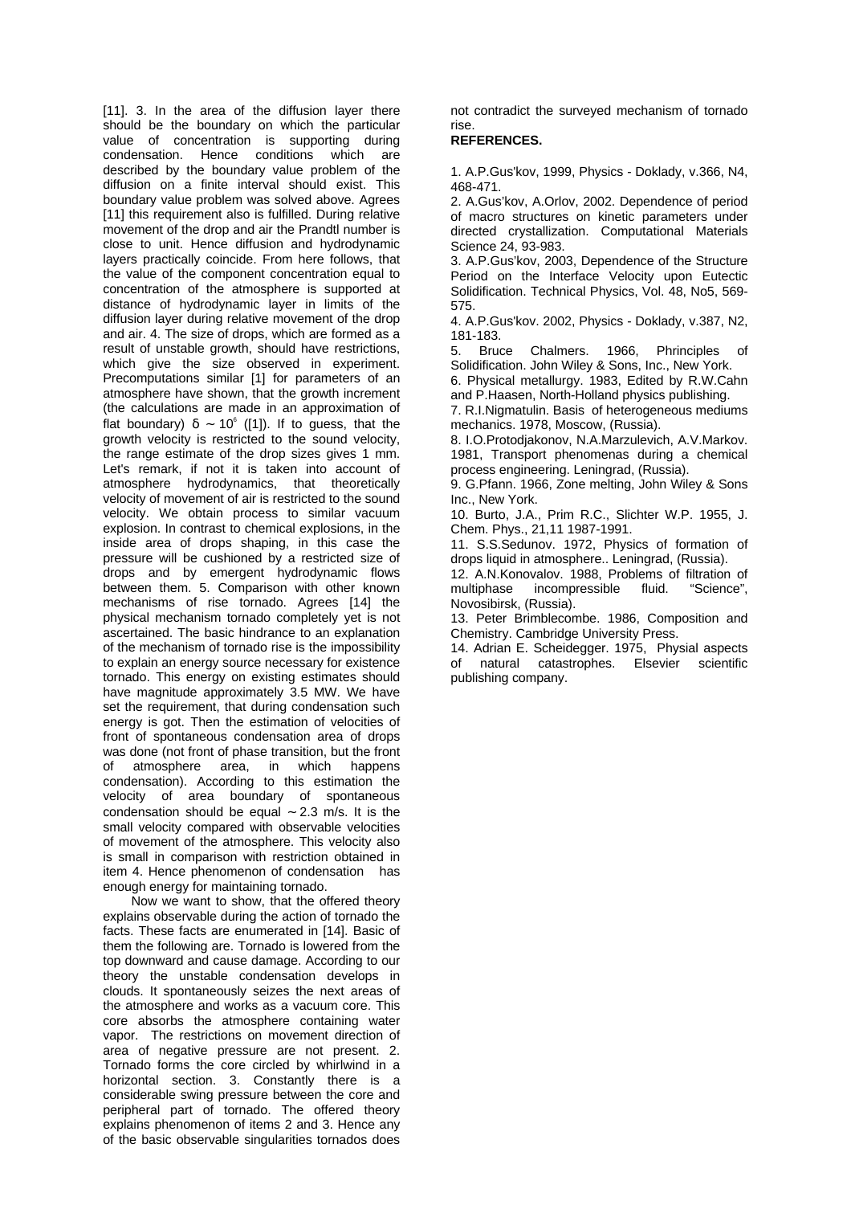[11]. 3. In the area of the diffusion layer there should be the boundary on which the particular value of concentration is supporting during condensation. Hence conditions which are described by the boundary value problem of the diffusion on a finite interval should exist. This boundary value problem was solved above. Agrees [11] this requirement also is fulfilled. During relative movement of the drop and air the Prandtl number is close to unit. Hence diffusion and hydrodynamic layers practically coincide. From here follows, that the value of the component concentration equal to concentration of the atmosphere is supported at distance of hydrodynamic layer in limits of the diffusion layer during relative movement of the drop and air. 4. The size of drops, which are formed as a result of unstable growth, should have restrictions, which give the size observed in experiment. Precomputations similar [1] for parameters of an atmosphere have shown, that the growth increment (the calculations are made in an approximation of flat boundary) $\delta \sim 10^6$ ([1]). If to guess, that the growth velocity is restricted to the sound velocity, the range estimate of the drop sizes gives 1 mm. Let's remark, if not it is taken into account of atmosphere hydrodynamics, that theoretically velocity of movement of air is restricted to the sound velocity. We obtain process to similar vacuum explosion. In contrast to chemical explosions, in the inside area of drops shaping, in this case the pressure will be cushioned by a restricted size of drops and by emergent hydrodynamic flows between them. 5. Comparison with other known mechanisms of rise tornado. Agrees [14] the physical mechanism tornado completely yet is not ascertained. The basic hindrance to an explanation of the mechanism of tornado rise is the impossibility to explain an energy source necessary for existence tornado. This energy on existing estimates should have magnitude approximately 3.5 MW. We have set the requirement, that during condensation such energy is got. Then the estimation of velocities of front of spontaneous condensation area of drops was done (not front of phase transition, but the front of atmosphere area, in which happens condensation). According to this estimation the velocity of area boundary of spontaneous condensation should be equal $\sim 2.3$ m/s. It is the small velocity compared with observable velocities of movement of the atmosphere. This velocity also is small in comparison with restriction obtained in item 4. Hence phenomenon of condensation has enough energy for maintaining tornado.

Now we want to show, that the offered theory explains observable during the action of tornado the facts. These facts are enumerated in [14]. Basic of them the following are. Tornado is lowered from the top downward and cause damage. According to our theory the unstable condensation develops in clouds. It spontaneously seizes the next areas of the atmosphere and works as a vacuum core. This core absorbs the atmosphere containing water vapor. The restrictions on movement direction of area of negative pressure are not present. 2. Tornado forms the core circled by whirlwind in a horizontal section. 3. Constantly there is a considerable swing pressure between the core and peripheral part of tornado. The offered theory explains phenomenon of items 2 and 3. Hence any of the basic observable singularities tornados does not contradict the surveyed mechanism of tornado rise.

**REFERENCES.**

1. A.P.Gus'kov, 1999, Physics - Doklady, v.366, N4, 468-471.
2. A.Gus'kov, A.Orlov, 2002. Dependence of period of macro structures on kinetic parameters under directed crystallization. Computational Materials Science 24, 93-983.
3. A.P.Gus'kov, 2003, Dependence of the Structure Period on the Interface Velocity upon Eutectic Solidification. Technical Physics, Vol. 48, No5, 569-575.
4. A.P.Gus'kov. 2002, Physics - Doklady, v.387, N2, 181-183.
5. Bruce Chalmers. 1966, Phrinciples of Solidification. John Wiley & Sons, Inc., New York.
6. Physical metallurgy. 1983, Edited by R.W.Cahn and P.Haasen, North-Holland physics publishing.
7. R.I.Nigmatulin. Basis of heterogeneous mediums mechanics. 1978, Moscow, (Russia).
8. I.O.Protodjakonov, N.A.Marzulevich, A.V.Markov. 1981, Transport phenomenas during a chemical process engineering. Leningrad, (Russia).
9. G.Pfann. 1966, Zone melting, John Wiley & Sons Inc., New York.
10. Burto, J.A., Prim R.C., Slichter W.P. 1955, J. Chem. Phys., 21,11 1987-1991.
11. S.S.Sedunov. 1972, Physics of formation of drops liquid in atmosphere.. Leningrad, (Russia).
12. A.N.Konovalov. 1988, Problems of filtration of multiphase incompressible fluid. "Science", Novosibirsk, (Russia).
13. Peter Brimblecombe. 1986, Composition and Chemistry. Cambridge University Press.
14. Adrian E. Scheidegger. 1975, Physial aspects of natural catastrophes. Elsevier scientific publishing company.